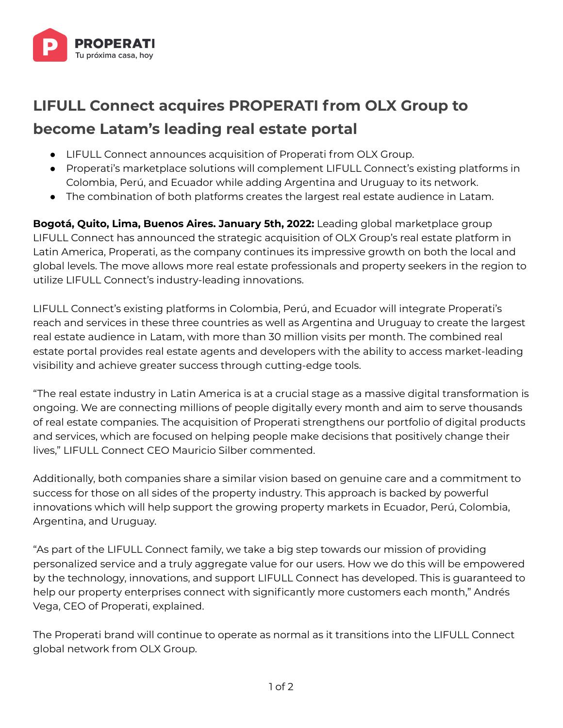PROPERATI
Tu próxima casa, hoy

# LIFULL Connect acquires PROPERATI from OLX Group to become Latam's leading real estate portal

- LIFULL Connect announces acquisition of Properati from OLX Group.
- Properati's marketplace solutions will complement LIFULL Connect's existing platforms in Colombia, Perú, and Ecuador while adding Argentina and Uruguay to its network.
- The combination of both platforms creates the largest real estate audience in Latam.

**Bogotá, Quito, Lima, Buenos Aires. January 5th, 2022:** Leading global marketplace group LIFULL Connect has announced the strategic acquisition of OLX Group's real estate platform in Latin America, Properati, as the company continues its impressive growth on both the local and global levels. The move allows more real estate professionals and property seekers in the region to utilize LIFULL Connect's industry-leading innovations.

LIFULL Connect's existing platforms in Colombia, Perú, and Ecuador will integrate Properati's reach and services in these three countries as well as Argentina and Uruguay to create the largest real estate audience in Latam, with more than 30 million visits per month. The combined real estate portal provides real estate agents and developers with the ability to access market-leading visibility and achieve greater success through cutting-edge tools.

"The real estate industry in Latin America is at a crucial stage as a massive digital transformation is ongoing. We are connecting millions of people digitally every month and aim to serve thousands of real estate companies. The acquisition of Properati strengthens our portfolio of digital products and services, which are focused on helping people make decisions that positively change their lives," LIFULL Connect CEO Mauricio Silber commented.

Additionally, both companies share a similar vision based on genuine care and a commitment to success for those on all sides of the property industry. This approach is backed by powerful innovations which will help support the growing property markets in Ecuador, Perú, Colombia, Argentina, and Uruguay.

"As part of the LIFULL Connect family, we take a big step towards our mission of providing personalized service and a truly aggregate value for our users. How we do this will be empowered by the technology, innovations, and support LIFULL Connect has developed. This is guaranteed to help our property enterprises connect with significantly more customers each month," Andrés Vega, CEO of Properati, explained.

The Properati brand will continue to operate as normal as it transitions into the LIFULL Connect global network from OLX Group.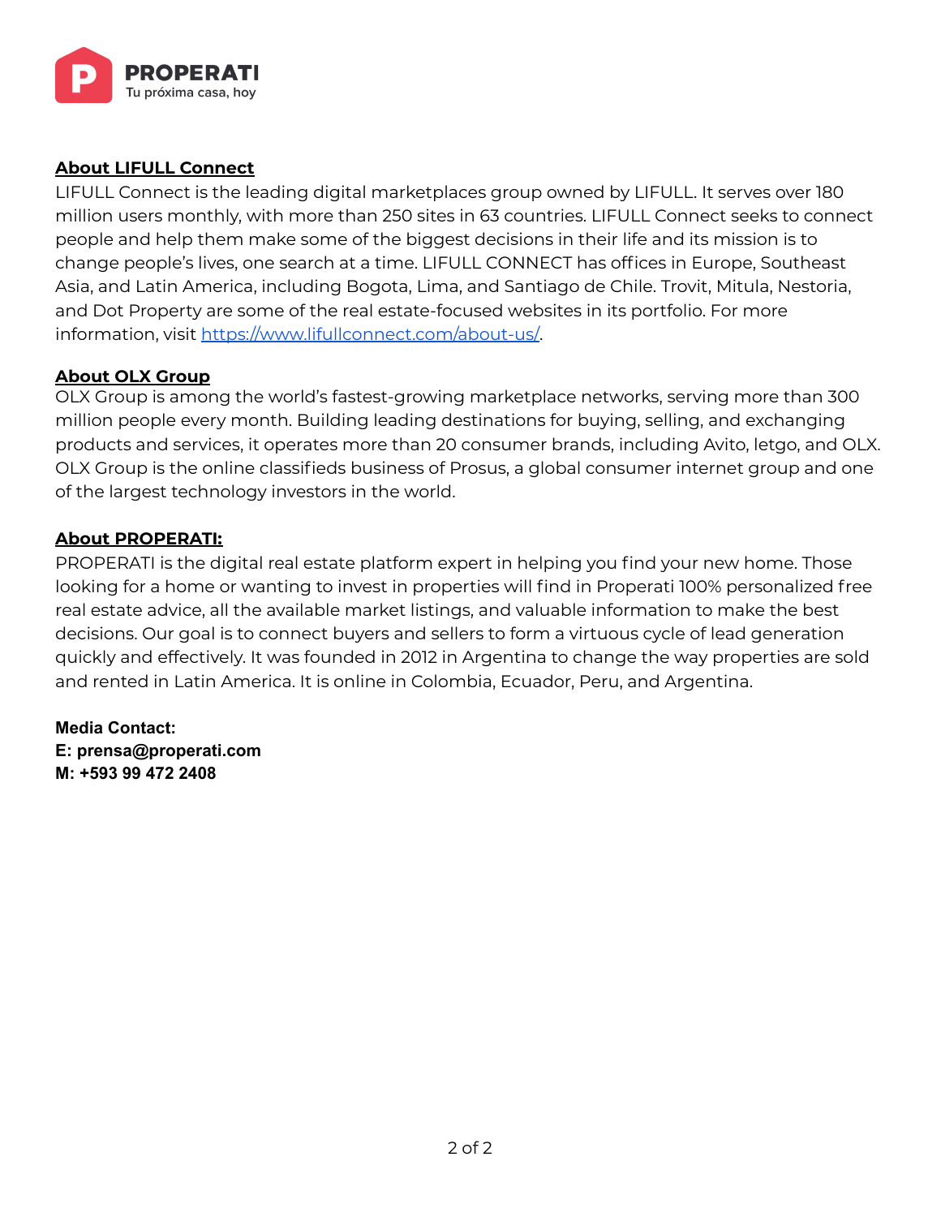PROPERATI
Tu próxima casa, hoy

**About LIFULL Connect**

LIFULL Connect is the leading digital marketplaces group owned by LIFULL. It serves over 180 million users monthly, with more than 250 sites in 63 countries. LIFULL Connect seeks to connect people and help them make some of the biggest decisions in their life and its mission is to change people's lives, one search at a time. LIFULL CONNECT has offices in Europe, Southeast Asia, and Latin America, including Bogota, Lima, and Santiago de Chile. Trovit, Mitula, Nestoria, and Dot Property are some of the real estate-focused websites in its portfolio. For more information, visit https://www.lifullconnect.com/about-us/.

**About OLX Group**

OLX Group is among the world's fastest-growing marketplace networks, serving more than 300 million people every month. Building leading destinations for buying, selling, and exchanging products and services, it operates more than 20 consumer brands, including Avito, letgo, and OLX. OLX Group is the online classifieds business of Prosus, a global consumer internet group and one of the largest technology investors in the world.

**About PROPERATI:**

PROPERATI is the digital real estate platform expert in helping you find your new home. Those looking for a home or wanting to invest in properties will find in Properati 100% personalized free real estate advice, all the available market listings, and valuable information to make the best decisions. Our goal is to connect buyers and sellers to form a virtuous cycle of lead generation quickly and effectively. It was founded in 2012 in Argentina to change the way properties are sold and rented in Latin America. It is online in Colombia, Ecuador, Peru, and Argentina.

**Media Contact:**
**E: prensa@properati.com**
**M: +593 99 472 2408**